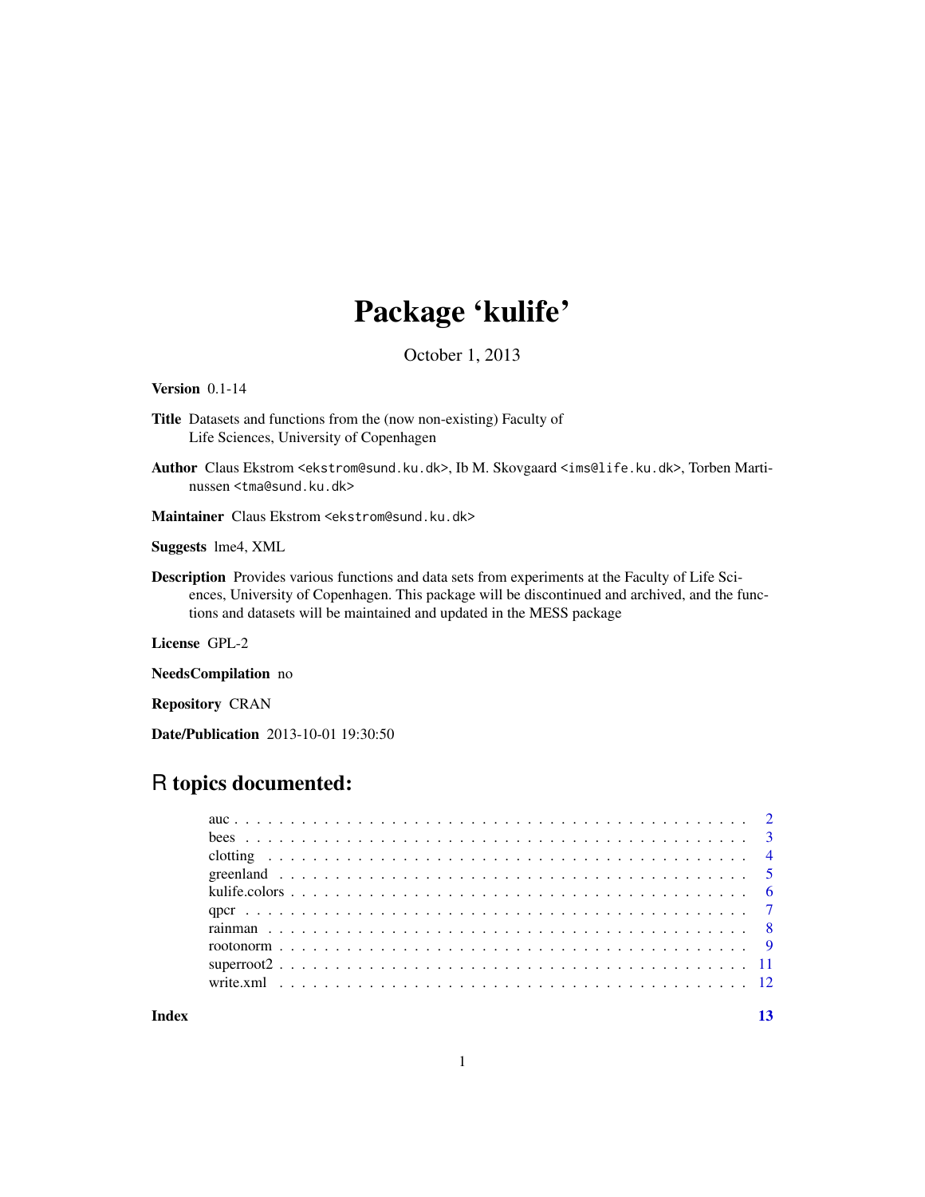# Package 'kulife'

October 1, 2013

**Version** 0.1-14

**Title** Datasets and functions from the (now non-existing) Faculty of Life Sciences, University of Copenhagen

**Author** Claus Ekstrom <ekstrom@sund.ku.dk>, Ib M. Skovgaard <ims@life.ku.dk>, Torben Martinussen <tma@sund.ku.dk>

**Maintainer** Claus Ekstrom <ekstrom@sund.ku.dk>

**Suggests** lme4, XML

**Description** Provides various functions and data sets from experiments at the Faculty of Life Sciences, University of Copenhagen. This package will be discontinued and archived, and the functions and datasets will be maintained and updated in the MESS package

**License** GPL-2

**NeedsCompilation** no

**Repository** CRAN

**Date/Publication** 2013-10-01 19:30:50

## R topics documented:

| | |
|---|---|
| auc | 2 |
| bees | 3 |
| clotting | 4 |
| greenland | 5 |
| kulife.colors | 6 |
| qpcr | 7 |
| rainman | 8 |
| rootonorm | 9 |
| superroot2 | 11 |
| write.xml | 12 |
| **Index** | **13** |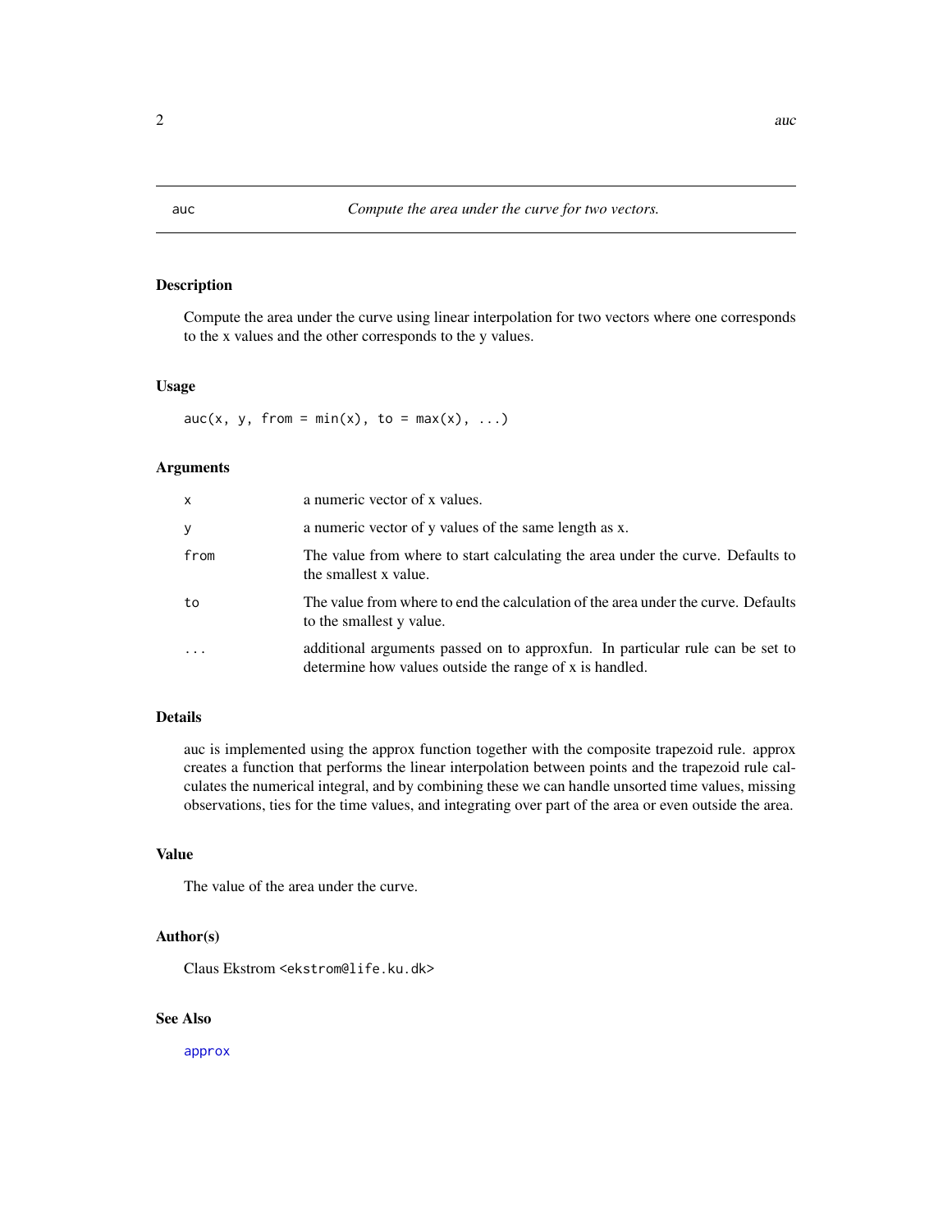## auc — *Compute the area under the curve for two vectors.*

### Description

Compute the area under the curve using linear interpolation for two vectors where one corresponds to the x values and the other corresponds to the y values.

### Usage

```
auc(x, y, from = min(x), to = max(x), ...)
```

### Arguments

| | |
|---|---|
| `x` | a numeric vector of x values. |
| `y` | a numeric vector of y values of the same length as x. |
| `from` | The value from where to start calculating the area under the curve. Defaults to the smallest x value. |
| `to` | The value from where to end the calculation of the area under the curve. Defaults to the smallest y value. |
| `...` | additional arguments passed on to approxfun. In particular rule can be set to determine how values outside the range of x is handled. |

### Details

auc is implemented using the approx function together with the composite trapezoid rule. approx creates a function that performs the linear interpolation between points and the trapezoid rule calculates the numerical integral, and by combining these we can handle unsorted time values, missing observations, ties for the time values, and integrating over part of the area or even outside the area.

### Value

The value of the area under the curve.

### Author(s)

Claus Ekstrom <ekstrom@life.ku.dk>

### See Also

approx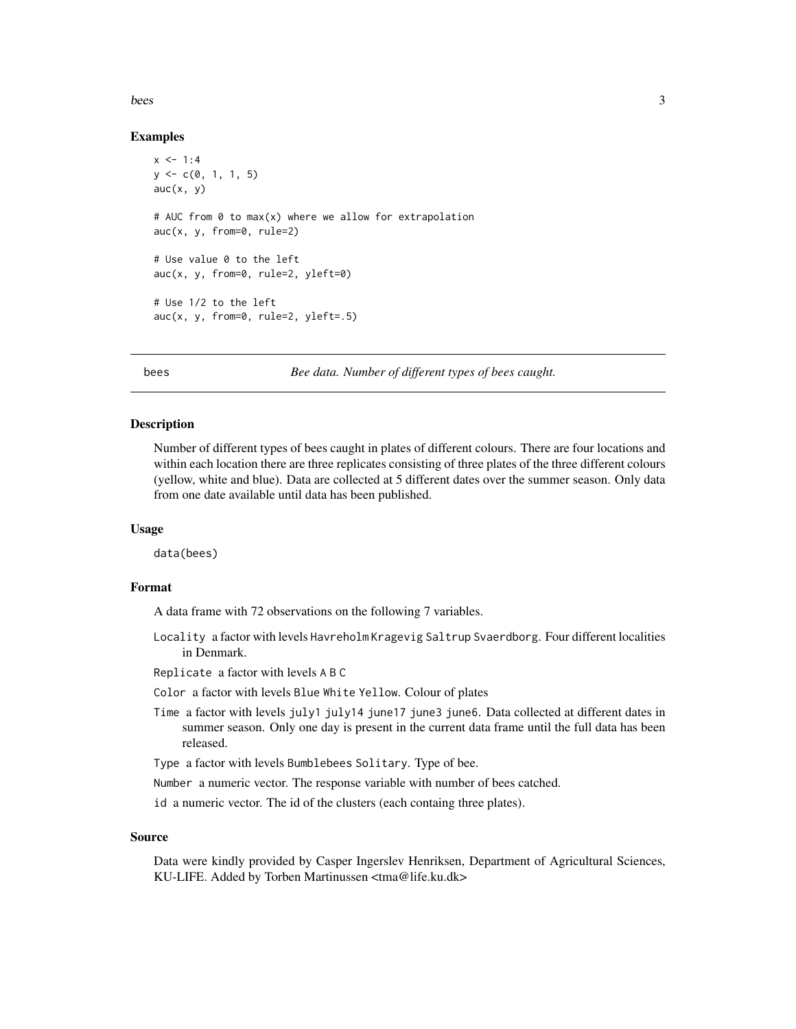### Examples

```
x <- 1:4
y <- c(0, 1, 1, 5)
auc(x, y)

# AUC from 0 to max(x) where we allow for extrapolation
auc(x, y, from=0, rule=2)

# Use value 0 to the left
auc(x, y, from=0, rule=2, yleft=0)

# Use 1/2 to the left
auc(x, y, from=0, rule=2, yleft=.5)
```

---

## bees *Bee data. Number of different types of bees caught.*

### Description

Number of different types of bees caught in plates of different colours. There are four locations and within each location there are three replicates consisting of three plates of the three different colours (yellow, white and blue). Data are collected at 5 different dates over the summer season. Only data from one date available until data has been published.

### Usage

```
data(bees)
```

### Format

A data frame with 72 observations on the following 7 variables.

- `Locality` a factor with levels `Havreholm` `Kragevig` `Saltrup` `Svaerdborg`. Four different localities in Denmark.
- `Replicate` a factor with levels `A` `B` `C`
- `Color` a factor with levels `Blue` `White` `Yellow`. Colour of plates
- `Time` a factor with levels `july1` `july14` `june17` `june3` `june6`. Data collected at different dates in summer season. Only one day is present in the current data frame until the full data has been released.
- `Type` a factor with levels `Bumblebees` `Solitary`. Type of bee.
- `Number` a numeric vector. The response variable with number of bees catched.
- `id` a numeric vector. The id of the clusters (each containg three plates).

### Source

Data were kindly provided by Casper Ingerslev Henriksen, Department of Agricultural Sciences, KU-LIFE. Added by Torben Martinussen <tma@life.ku.dk>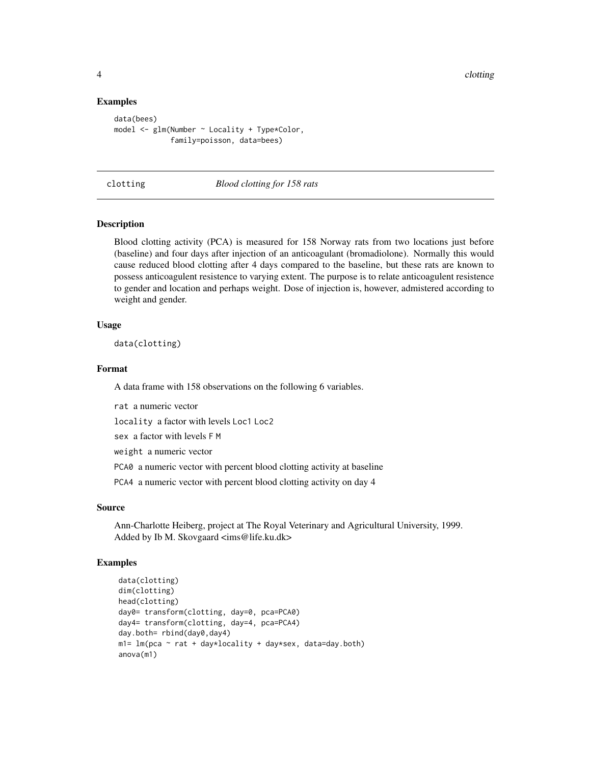## Examples

```
data(bees)
model <- glm(Number ~ Locality + Type*Color,
             family=poisson, data=bees)
```

---

# clotting    *Blood clotting for 158 rats*

---

## Description

Blood clotting activity (PCA) is measured for 158 Norway rats from two locations just before (baseline) and four days after injection of an anticoagulant (bromadiolone). Normally this would cause reduced blood clotting after 4 days compared to the baseline, but these rats are known to possess anticoagulent resistence to varying extent. The purpose is to relate anticoagulent resistence to gender and location and perhaps weight. Dose of injection is, however, admistered according to weight and gender.

## Usage

```
data(clotting)
```

## Format

A data frame with 158 observations on the following 6 variables.

`rat` a numeric vector

`locality` a factor with levels `Loc1` `Loc2`

`sex` a factor with levels `F` `M`

`weight` a numeric vector

`PCA0` a numeric vector with percent blood clotting activity at baseline

`PCA4` a numeric vector with percent blood clotting activity on day 4

## Source

Ann-Charlotte Heiberg, project at The Royal Veterinary and Agricultural University, 1999.
Added by Ib M. Skovgaard <ims@life.ku.dk>

## Examples

```
data(clotting)
dim(clotting)
head(clotting)
day0= transform(clotting, day=0, pca=PCA0)
day4= transform(clotting, day=4, pca=PCA4)
day.both= rbind(day0,day4)
m1= lm(pca ~ rat + day*locality + day*sex, data=day.both)
anova(m1)
```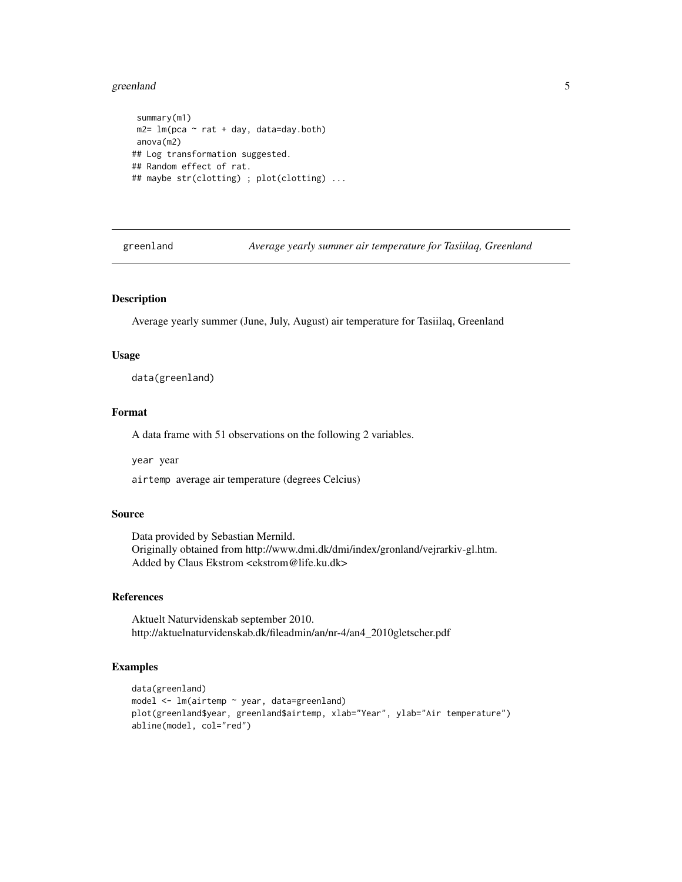```
 summary(m1)
 m2= lm(pca ~ rat + day, data=day.both)
 anova(m2)
## Log transformation suggested.
## Random effect of rat.
## maybe str(clotting) ; plot(clotting) ...
```

---

greenland — *Average yearly summer air temperature for Tasiilaq, Greenland*

---

### Description

Average yearly summer (June, July, August) air temperature for Tasiilaq, Greenland

### Usage

```
data(greenland)
```

### Format

A data frame with 51 observations on the following 2 variables.

`year` year

`airtemp` average air temperature (degrees Celcius)

### Source

Data provided by Sebastian Mernild.
Originally obtained from http://www.dmi.dk/dmi/index/gronland/vejrarkiv-gl.htm.
Added by Claus Ekstrom <ekstrom@life.ku.dk>

### References

Aktuelt Naturvidenskab september 2010.
http://aktuelnaturvidenskab.dk/fileadmin/an/nr-4/an4_2010gletscher.pdf

### Examples

```
data(greenland)
model <- lm(airtemp ~ year, data=greenland)
plot(greenland$year, greenland$airtemp, xlab="Year", ylab="Air temperature")
abline(model, col="red")
```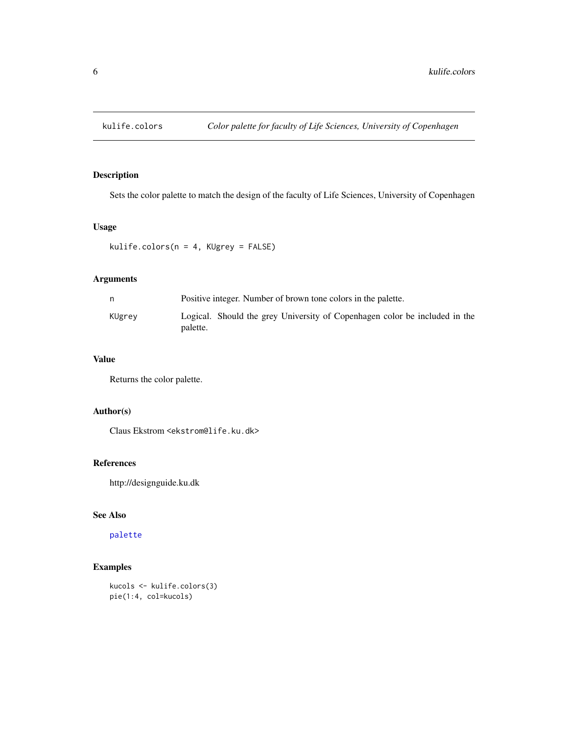# kulife.colors — *Color palette for faculty of Life Sciences, University of Copenhagen*

## Description

Sets the color palette to match the design of the faculty of Life Sciences, University of Copenhagen

## Usage

```
kulife.colors(n = 4, KUgrey = FALSE)
```

## Arguments

| | |
|---|---|
| n | Positive integer. Number of brown tone colors in the palette. |
| KUgrey | Logical. Should the grey University of Copenhagen color be included in the palette. |

## Value

Returns the color palette.

## Author(s)

Claus Ekstrom <ekstrom@life.ku.dk>

## References

http://designguide.ku.dk

## See Also

palette

## Examples

```
kucols <- kulife.colors(3)
pie(1:4, col=kucols)
```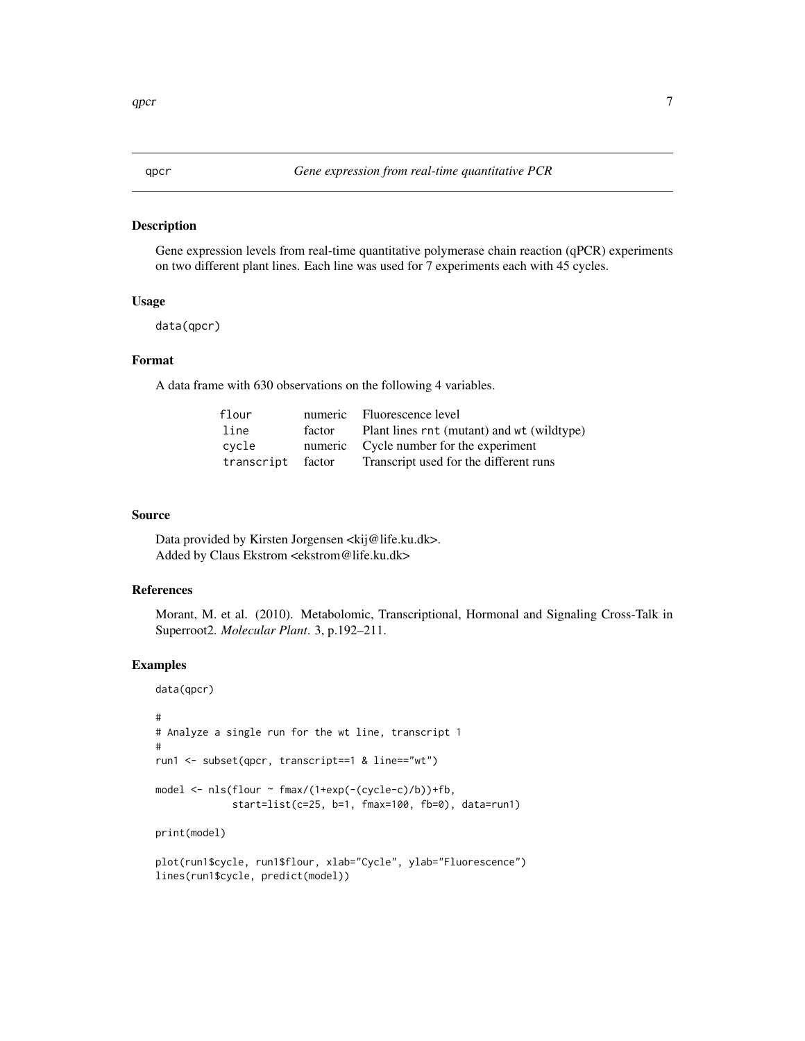# qpcr — *Gene expression from real-time quantitative PCR*

## Description

Gene expression levels from real-time quantitative polymerase chain reaction (qPCR) experiments on two different plant lines. Each line was used for 7 experiments each with 45 cycles.

## Usage

```
data(qpcr)
```

## Format

A data frame with 630 observations on the following 4 variables.

| | | |
|---|---|---|
| `flour` | numeric | Fluorescence level |
| `line` | factor | Plant lines `rnt` (mutant) and `wt` (wildtype) |
| `cycle` | numeric | Cycle number for the experiment |
| `transcript` | factor | Transcript used for the different runs |

## Source

Data provided by Kirsten Jorgensen <kij@life.ku.dk>.
Added by Claus Ekstrom <ekstrom@life.ku.dk>

## References

Morant, M. et al. (2010). Metabolomic, Transcriptional, Hormonal and Signaling Cross-Talk in Superroot2. *Molecular Plant*. 3, p.192–211.

## Examples

```
data(qpcr)

#
# Analyze a single run for the wt line, transcript 1
#
run1 <- subset(qpcr, transcript==1 & line=="wt")

model <- nls(flour ~ fmax/(1+exp(-(cycle-c)/b))+fb,
             start=list(c=25, b=1, fmax=100, fb=0), data=run1)

print(model)

plot(run1$cycle, run1$flour, xlab="Cycle", ylab="Fluorescence")
lines(run1$cycle, predict(model))
```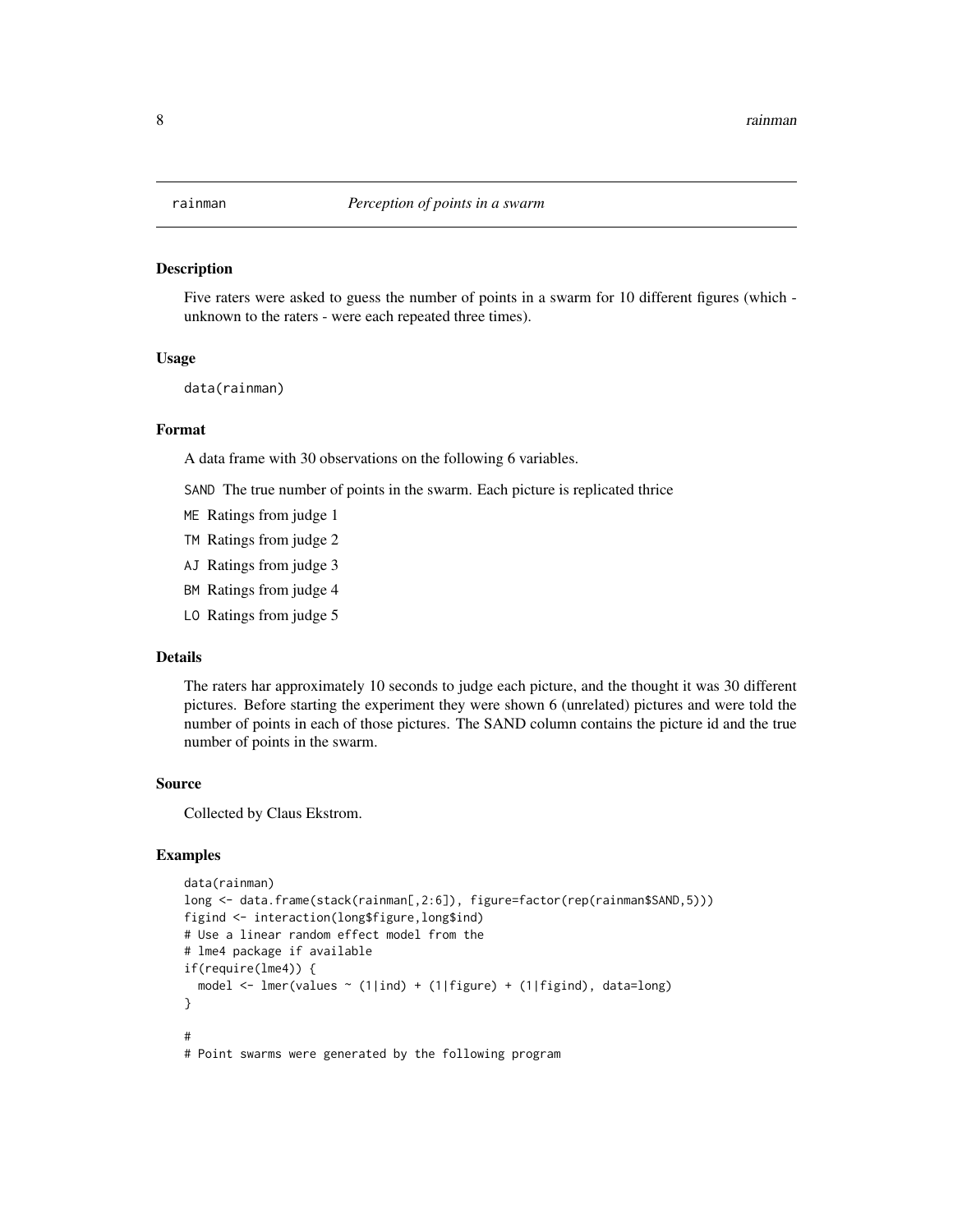## rainman — *Perception of points in a swarm*

### Description

Five raters were asked to guess the number of points in a swarm for 10 different figures (which - unknown to the raters - were each repeated three times).

### Usage

```
data(rainman)
```

### Format

A data frame with 30 observations on the following 6 variables.

- `SAND` The true number of points in the swarm. Each picture is replicated thrice
- `ME` Ratings from judge 1
- `TM` Ratings from judge 2
- `AJ` Ratings from judge 3
- `BM` Ratings from judge 4
- `LO` Ratings from judge 5

### Details

The raters har approximately 10 seconds to judge each picture, and the thought it was 30 different pictures. Before starting the experiment they were shown 6 (unrelated) pictures and were told the number of points in each of those pictures. The SAND column contains the picture id and the true number of points in the swarm.

### Source

Collected by Claus Ekstrom.

### Examples

```
data(rainman)
long <- data.frame(stack(rainman[,2:6]), figure=factor(rep(rainman$SAND,5)))
figind <- interaction(long$figure,long$ind)
# Use a linear random effect model from the
# lme4 package if available
if(require(lme4)) {
  model <- lmer(values ~ (1|ind) + (1|figure) + (1|figind), data=long)
}

#
# Point swarms were generated by the following program
```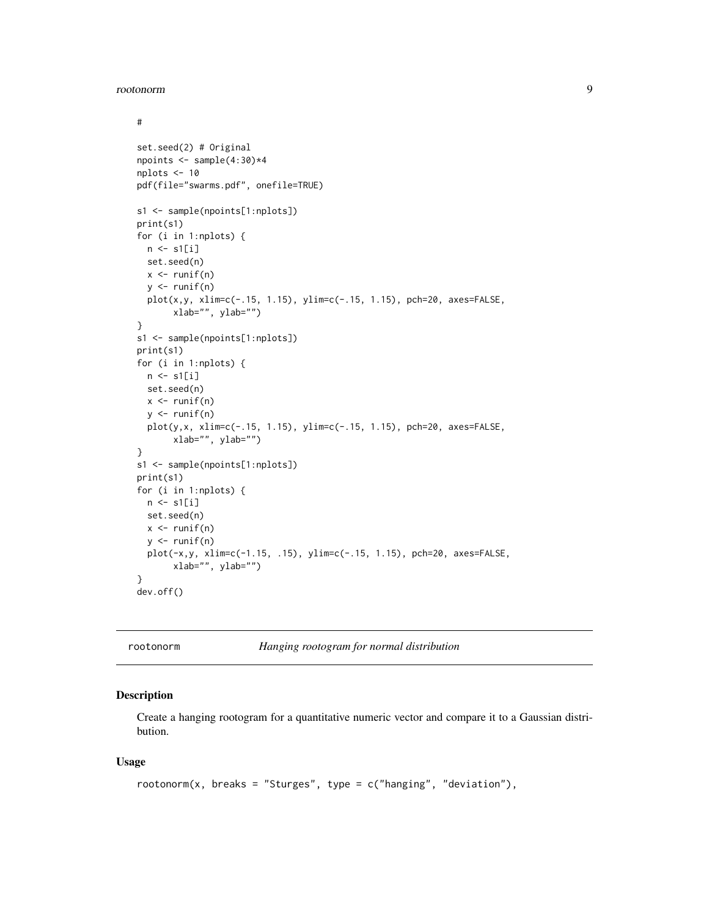```
#

set.seed(2) # Original
npoints <- sample(4:30)*4
nplots <- 10
pdf(file="swarms.pdf", onefile=TRUE)

s1 <- sample(npoints[1:nplots])
print(s1)
for (i in 1:nplots) {
  n <- s1[i]
  set.seed(n)
  x <- runif(n)
  y <- runif(n)
  plot(x,y, xlim=c(-.15, 1.15), ylim=c(-.15, 1.15), pch=20, axes=FALSE,
       xlab="", ylab="")
}
s1 <- sample(npoints[1:nplots])
print(s1)
for (i in 1:nplots) {
  n <- s1[i]
  set.seed(n)
  x <- runif(n)
  y <- runif(n)
  plot(y,x, xlim=c(-.15, 1.15), ylim=c(-.15, 1.15), pch=20, axes=FALSE,
       xlab="", ylab="")
}
s1 <- sample(npoints[1:nplots])
print(s1)
for (i in 1:nplots) {
  n <- s1[i]
  set.seed(n)
  x <- runif(n)
  y <- runif(n)
  plot(-x,y, xlim=c(-1.15, .15), ylim=c(-.15, 1.15), pch=20, axes=FALSE,
       xlab="", ylab="")
}
dev.off()
```

---

## rootonorm *Hanging rootogram for normal distribution*

### Description

Create a hanging rootogram for a quantitative numeric vector and compare it to a Gaussian distribution.

### Usage

```
rootonorm(x, breaks = "Sturges", type = c("hanging", "deviation"),
```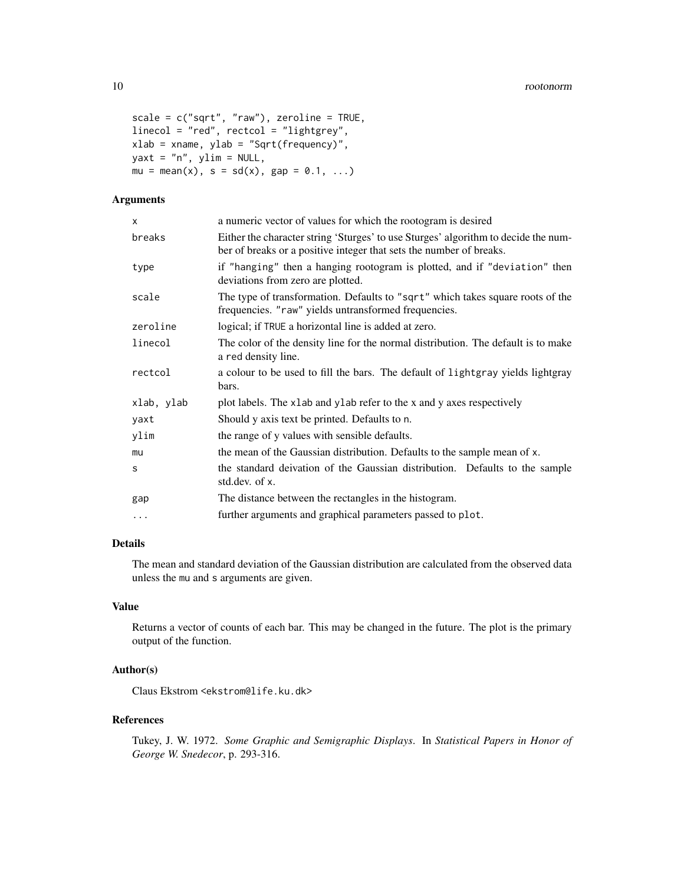```
scale = c("sqrt", "raw"), zeroline = TRUE,
linecol = "red", rectcol = "lightgrey",
xlab = xname, ylab = "Sqrt(frequency)",
yaxt = "n", ylim = NULL,
mu = mean(x), s = sd(x), gap = 0.1, ...)
```

### Arguments

| | |
|---|---|
| `x` | a numeric vector of values for which the rootogram is desired |
| `breaks` | Either the character string 'Sturges' to use Sturges' algorithm to decide the number of breaks or a positive integer that sets the number of breaks. |
| `type` | if `"hanging"` then a hanging rootogram is plotted, and if `"deviation"` then deviations from zero are plotted. |
| `scale` | The type of transformation. Defaults to `"sqrt"` which takes square roots of the frequencies. `"raw"` yields untransformed frequencies. |
| `zeroline` | logical; if `TRUE` a horizontal line is added at zero. |
| `linecol` | The color of the density line for the normal distribution. The default is to make a `red` density line. |
| `rectcol` | a colour to be used to fill the bars. The default of `lightgray` yields lightgray bars. |
| `xlab, ylab` | plot labels. The `xlab` and `ylab` refer to the x and y axes respectively |
| `yaxt` | Should y axis text be printed. Defaults to `n`. |
| `ylim` | the range of y values with sensible defaults. |
| `mu` | the mean of the Gaussian distribution. Defaults to the sample mean of `x`. |
| `s` | the standard deivation of the Gaussian distribution. Defaults to the sample std.dev. of `x`. |
| `gap` | The distance between the rectangles in the histogram. |
| `...` | further arguments and graphical parameters passed to `plot`. |

### Details

The mean and standard deviation of the Gaussian distribution are calculated from the observed data unless the `mu` and `s` arguments are given.

### Value

Returns a vector of counts of each bar. This may be changed in the future. The plot is the primary output of the function.

### Author(s)

Claus Ekstrom <ekstrom@life.ku.dk>

### References

Tukey, J. W. 1972. *Some Graphic and Semigraphic Displays*. In *Statistical Papers in Honor of George W. Snedecor*, p. 293-316.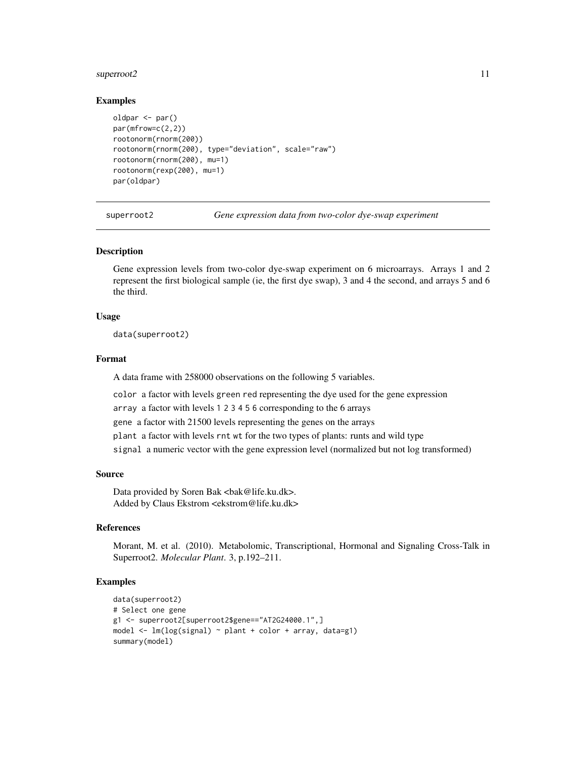### Examples

```
oldpar <- par()
par(mfrow=c(2,2))
rootonorm(rnorm(200))
rootonorm(rnorm(200), type="deviation", scale="raw")
rootonorm(rnorm(200), mu=1)
rootonorm(rexp(200), mu=1)
par(oldpar)
```

---

## superroot2 *Gene expression data from two-color dye-swap experiment*

---

### Description

Gene expression levels from two-color dye-swap experiment on 6 microarrays. Arrays 1 and 2 represent the first biological sample (ie, the first dye swap), 3 and 4 the second, and arrays 5 and 6 the third.

### Usage

```
data(superroot2)
```

### Format

A data frame with 258000 observations on the following 5 variables.

`color` a factor with levels `green` `red` representing the dye used for the gene expression

`array` a factor with levels `1` `2` `3` `4` `5` `6` corresponding to the 6 arrays

`gene` a factor with 21500 levels representing the genes on the arrays

`plant` a factor with levels `rnt` `wt` for the two types of plants: runts and wild type

`signal` a numeric vector with the gene expression level (normalized but not log transformed)

### Source

Data provided by Soren Bak <bak@life.ku.dk>.
Added by Claus Ekstrom <ekstrom@life.ku.dk>

### References

Morant, M. et al. (2010). Metabolomic, Transcriptional, Hormonal and Signaling Cross-Talk in Superroot2. *Molecular Plant*. 3, p.192–211.

### Examples

```
data(superroot2)
# Select one gene
g1 <- superroot2[superroot2$gene=="AT2G24000.1",]
model <- lm(log(signal) ~ plant + color + array, data=g1)
summary(model)
```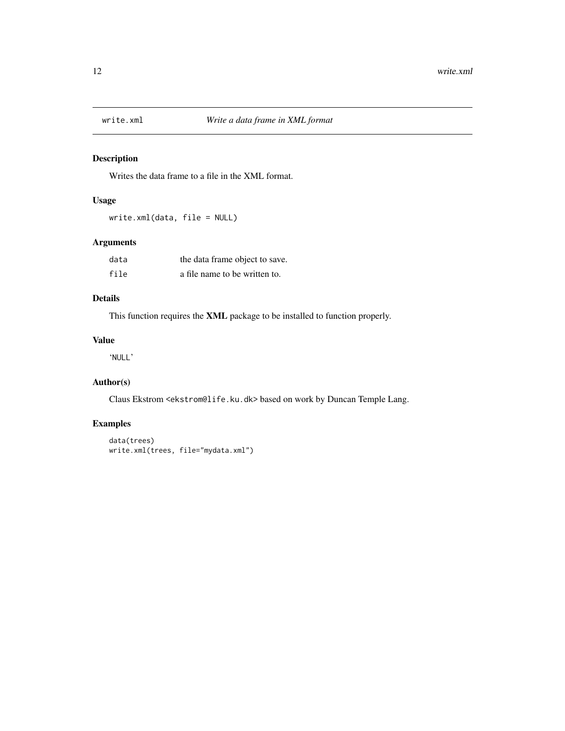## write.xml *Write a data frame in XML format*

### Description

Writes the data frame to a file in the XML format.

### Usage

```
write.xml(data, file = NULL)
```

### Arguments

| | |
|---|---|
| data | the data frame object to save. |
| file | a file name to be written to. |

### Details

This function requires the **XML** package to be installed to function properly.

### Value

'NULL'

### Author(s)

Claus Ekstrom <ekstrom@life.ku.dk> based on work by Duncan Temple Lang.

### Examples

```
data(trees)
write.xml(trees, file="mydata.xml")
```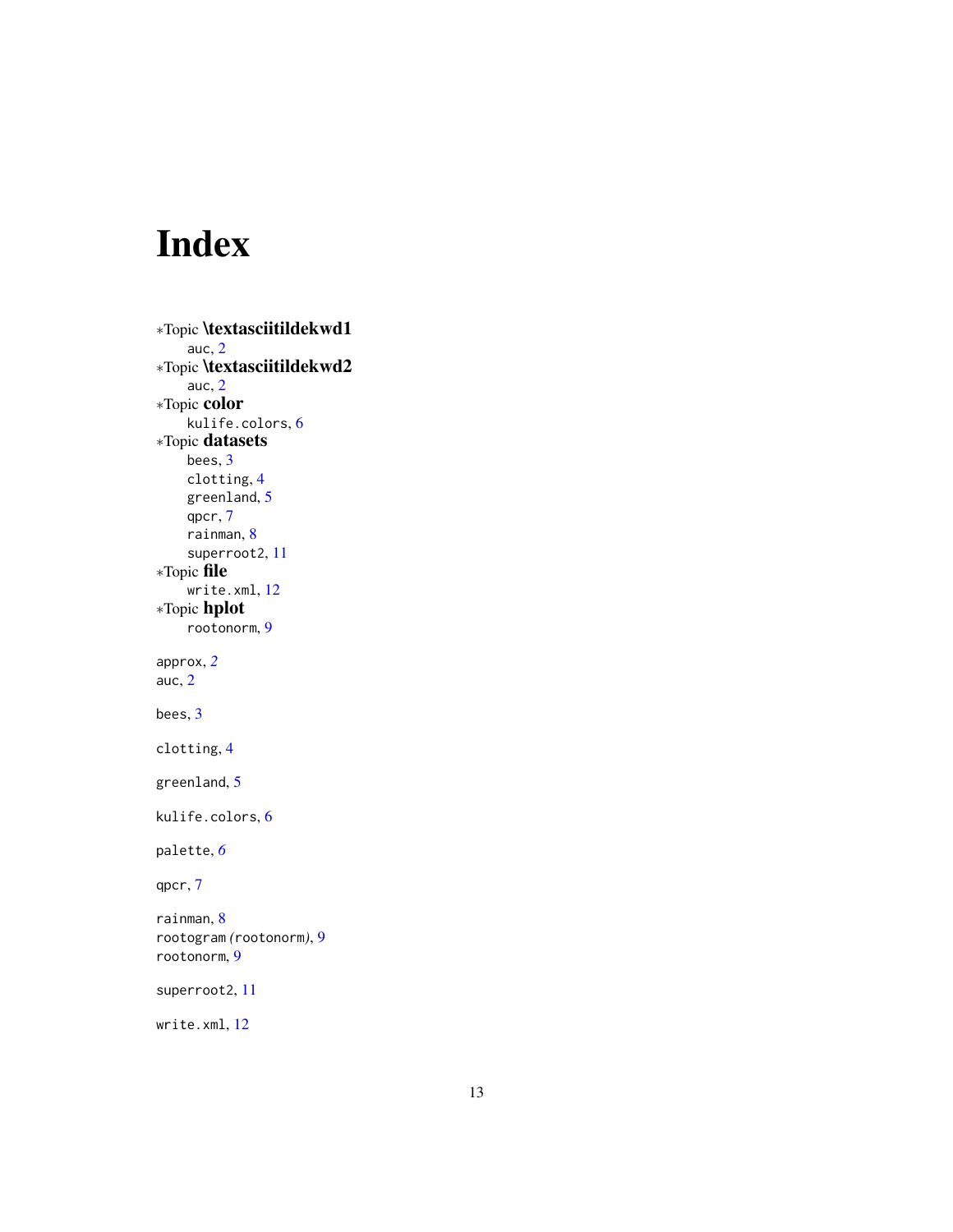# Index

*Topic **\textasciitildekwd1**
    auc, 2
*Topic **\textasciitildekwd2**
    auc, 2
*Topic **color**
    kulife.colors, 6
*Topic **datasets**
    bees, 3
    clotting, 4
    greenland, 5
    qpcr, 7
    rainman, 8
    superroot2, 11
*Topic **file**
    write.xml, 12
*Topic **hplot**
    rootonorm, 9

approx, *2*
auc, 2

bees, 3

clotting, 4

greenland, 5

kulife.colors, 6

palette, *6*

qpcr, 7

rainman, 8
rootogram *(*rootonorm*)*, 9
rootonorm, 9

superroot2, 11

write.xml, 12